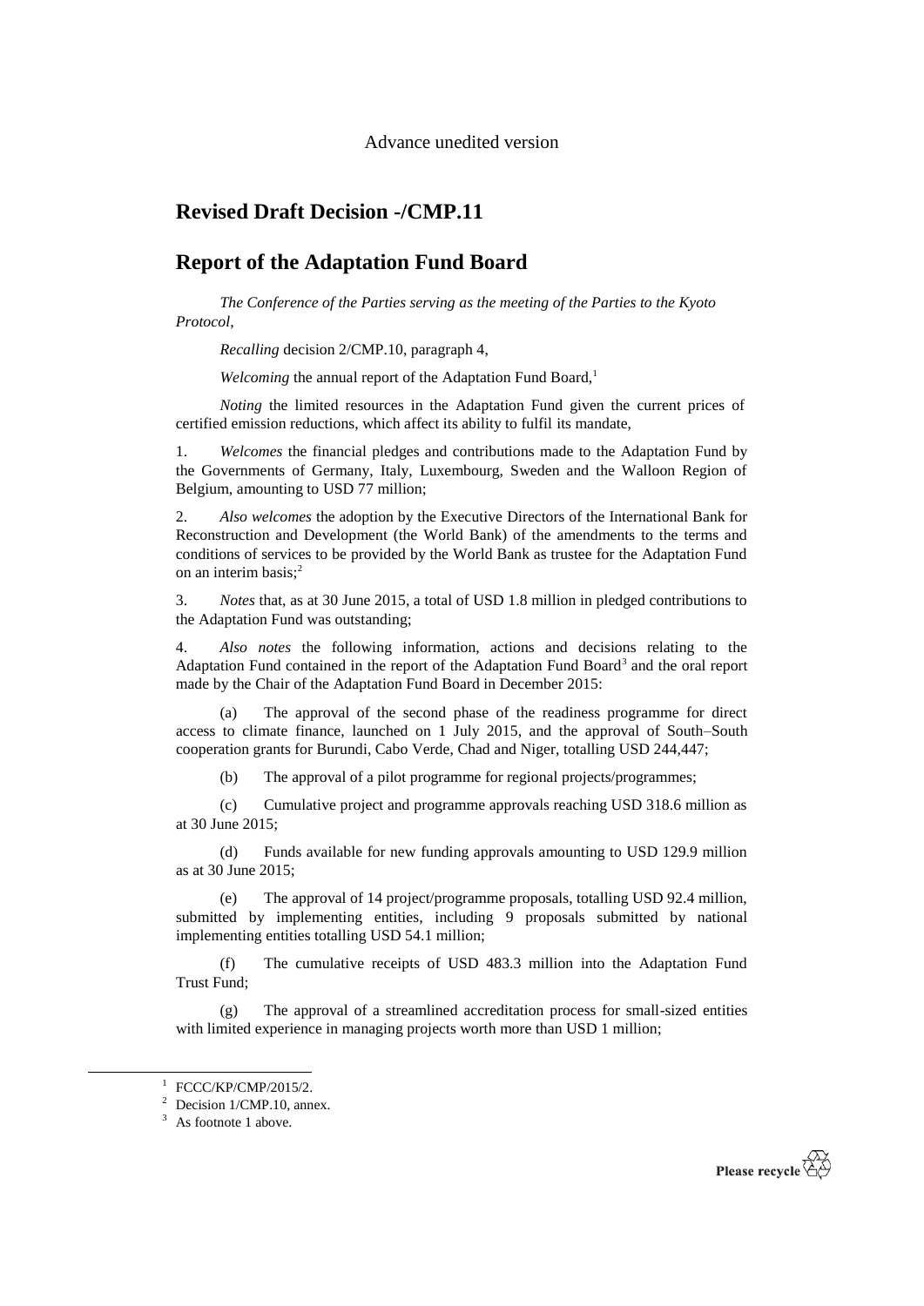Advance unedited version

# Revised Draft Decision -/CMP.11

# Report of the Adaptation Fund Board

*The Conference of the Parties serving as the meeting of the Parties to the Kyoto Protocol*,

*Recalling* decision 2/CMP.10, paragraph 4,

*Welcoming* the annual report of the Adaptation Fund Board,[1]

*Noting* the limited resources in the Adaptation Fund given the current prices of certified emission reductions, which affect its ability to fulfil its mandate,

1. *Welcomes* the financial pledges and contributions made to the Adaptation Fund by the Governments of Germany, Italy, Luxembourg, Sweden and the Walloon Region of Belgium, amounting to USD 77 million;

2. *Also welcomes* the adoption by the Executive Directors of the International Bank for Reconstruction and Development (the World Bank) of the amendments to the terms and conditions of services to be provided by the World Bank as trustee for the Adaptation Fund on an interim basis;[2]

3. *Notes* that, as at 30 June 2015, a total of USD 1.8 million in pledged contributions to the Adaptation Fund was outstanding;

4. *Also notes* the following information, actions and decisions relating to the Adaptation Fund contained in the report of the Adaptation Fund Board[3] and the oral report made by the Chair of the Adaptation Fund Board in December 2015:

(a) The approval of the second phase of the readiness programme for direct access to climate finance, launched on 1 July 2015, and the approval of South–South cooperation grants for Burundi, Cabo Verde, Chad and Niger, totalling USD 244,447;

(b) The approval of a pilot programme for regional projects/programmes;

(c) Cumulative project and programme approvals reaching USD 318.6 million as at 30 June 2015;

(d) Funds available for new funding approvals amounting to USD 129.9 million as at 30 June 2015;

(e) The approval of 14 project/programme proposals, totalling USD 92.4 million, submitted by implementing entities, including 9 proposals submitted by national implementing entities totalling USD 54.1 million;

(f) The cumulative receipts of USD 483.3 million into the Adaptation Fund Trust Fund;

(g) The approval of a streamlined accreditation process for small-sized entities with limited experience in managing projects worth more than USD 1 million;

---

[1] FCCC/KP/CMP/2015/2.

[2] Decision 1/CMP.10, annex.

[3] As footnote 1 above.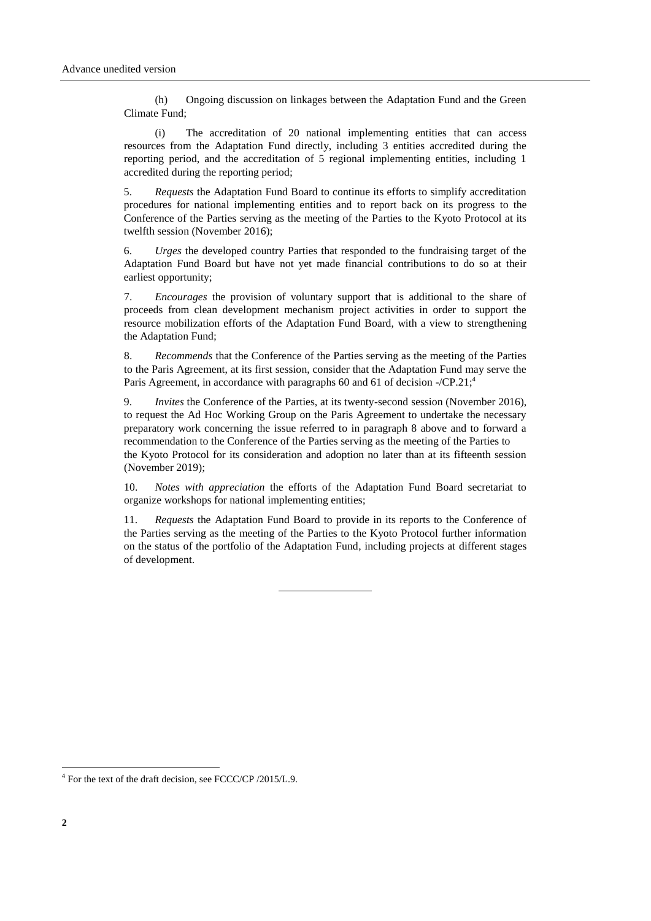(h) Ongoing discussion on linkages between the Adaptation Fund and the Green Climate Fund;

(i) The accreditation of 20 national implementing entities that can access resources from the Adaptation Fund directly, including 3 entities accredited during the reporting period, and the accreditation of 5 regional implementing entities, including 1 accredited during the reporting period;

5. *Requests* the Adaptation Fund Board to continue its efforts to simplify accreditation procedures for national implementing entities and to report back on its progress to the Conference of the Parties serving as the meeting of the Parties to the Kyoto Protocol at its twelfth session (November 2016);

6. *Urges* the developed country Parties that responded to the fundraising target of the Adaptation Fund Board but have not yet made financial contributions to do so at their earliest opportunity;

7. *Encourages* the provision of voluntary support that is additional to the share of proceeds from clean development mechanism project activities in order to support the resource mobilization efforts of the Adaptation Fund Board, with a view to strengthening the Adaptation Fund;

8. *Recommends* that the Conference of the Parties serving as the meeting of the Parties to the Paris Agreement, at its first session, consider that the Adaptation Fund may serve the Paris Agreement, in accordance with paragraphs 60 and 61 of decision -/CP.21;[4]

9. *Invites* the Conference of the Parties, at its twenty-second session (November 2016), to request the Ad Hoc Working Group on the Paris Agreement to undertake the necessary preparatory work concerning the issue referred to in paragraph 8 above and to forward a recommendation to the Conference of the Parties serving as the meeting of the Parties to the Kyoto Protocol for its consideration and adoption no later than at its fifteenth session (November 2019);

10. *Notes with appreciation* the efforts of the Adaptation Fund Board secretariat to organize workshops for national implementing entities;

11. *Requests* the Adaptation Fund Board to provide in its reports to the Conference of the Parties serving as the meeting of the Parties to the Kyoto Protocol further information on the status of the portfolio of the Adaptation Fund, including projects at different stages of development.

---

[4] For the text of the draft decision, see FCCC/CP /2015/L.9.